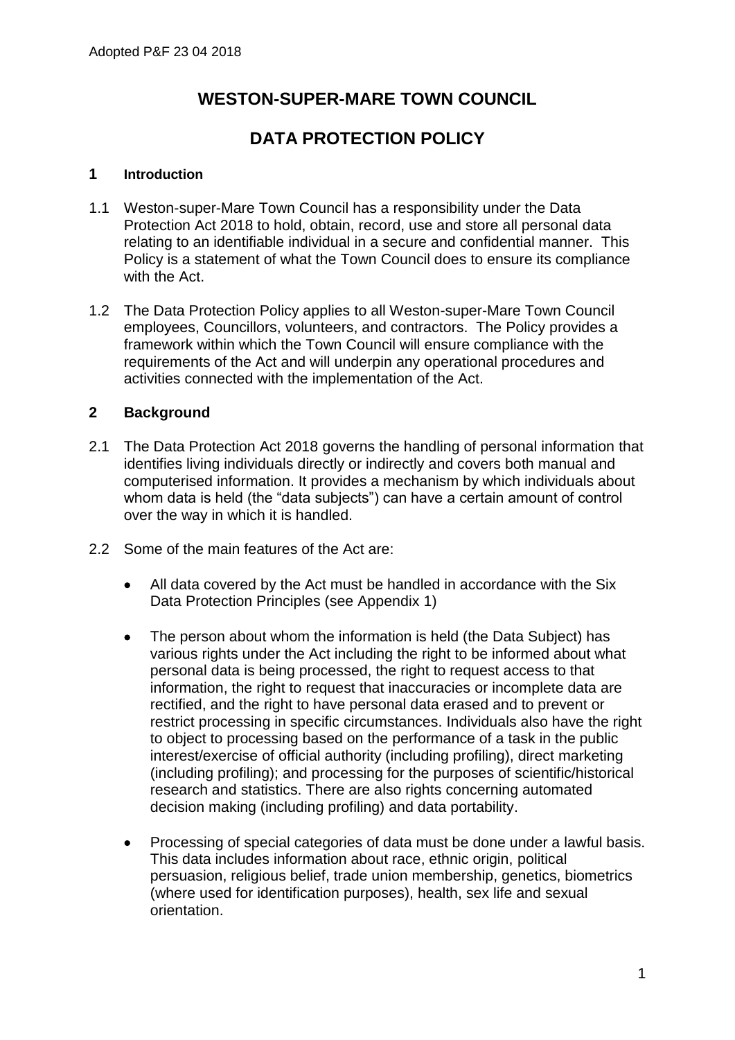Adopted P&F 23 04 2018

# WESTON-SUPER-MARE TOWN COUNCIL

# DATA PROTECTION POLICY

## 1 Introduction

1.1 Weston-super-Mare Town Council has a responsibility under the Data Protection Act 2018 to hold, obtain, record, use and store all personal data relating to an identifiable individual in a secure and confidential manner. This Policy is a statement of what the Town Council does to ensure its compliance with the Act.

1.2 The Data Protection Policy applies to all Weston-super-Mare Town Council employees, Councillors, volunteers, and contractors. The Policy provides a framework within which the Town Council will ensure compliance with the requirements of the Act and will underpin any operational procedures and activities connected with the implementation of the Act.

## 2 Background

2.1 The Data Protection Act 2018 governs the handling of personal information that identifies living individuals directly or indirectly and covers both manual and computerised information. It provides a mechanism by which individuals about whom data is held (the "data subjects") can have a certain amount of control over the way in which it is handled.

2.2 Some of the main features of the Act are:

- All data covered by the Act must be handled in accordance with the Six Data Protection Principles (see Appendix 1)
- The person about whom the information is held (the Data Subject) has various rights under the Act including the right to be informed about what personal data is being processed, the right to request access to that information, the right to request that inaccuracies or incomplete data are rectified, and the right to have personal data erased and to prevent or restrict processing in specific circumstances. Individuals also have the right to object to processing based on the performance of a task in the public interest/exercise of official authority (including profiling), direct marketing (including profiling); and processing for the purposes of scientific/historical research and statistics. There are also rights concerning automated decision making (including profiling) and data portability.
- Processing of special categories of data must be done under a lawful basis. This data includes information about race, ethnic origin, political persuasion, religious belief, trade union membership, genetics, biometrics (where used for identification purposes), health, sex life and sexual orientation.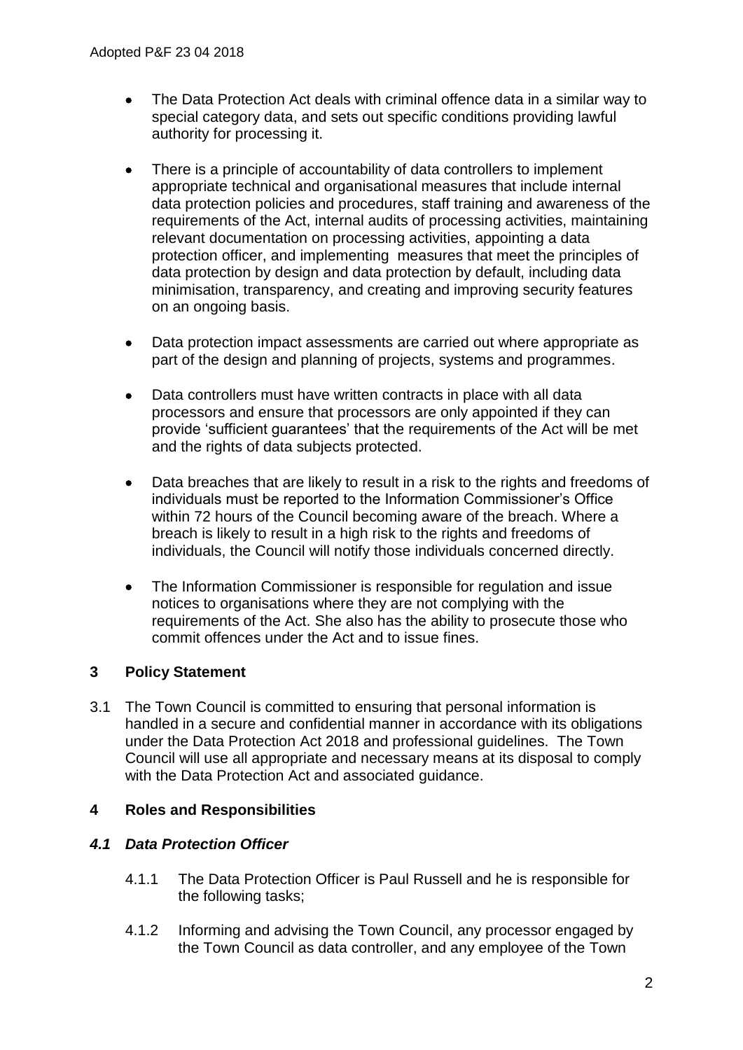- The Data Protection Act deals with criminal offence data in a similar way to special category data, and sets out specific conditions providing lawful authority for processing it.

- There is a principle of accountability of data controllers to implement appropriate technical and organisational measures that include internal data protection policies and procedures, staff training and awareness of the requirements of the Act, internal audits of processing activities, maintaining relevant documentation on processing activities, appointing a data protection officer, and implementing measures that meet the principles of data protection by design and data protection by default, including data minimisation, transparency, and creating and improving security features on an ongoing basis.

- Data protection impact assessments are carried out where appropriate as part of the design and planning of projects, systems and programmes.

- Data controllers must have written contracts in place with all data processors and ensure that processors are only appointed if they can provide 'sufficient guarantees' that the requirements of the Act will be met and the rights of data subjects protected.

- Data breaches that are likely to result in a risk to the rights and freedoms of individuals must be reported to the Information Commissioner's Office within 72 hours of the Council becoming aware of the breach. Where a breach is likely to result in a high risk to the rights and freedoms of individuals, the Council will notify those individuals concerned directly.

- The Information Commissioner is responsible for regulation and issue notices to organisations where they are not complying with the requirements of the Act. She also has the ability to prosecute those who commit offences under the Act and to issue fines.

## 3 Policy Statement

3.1 The Town Council is committed to ensuring that personal information is handled in a secure and confidential manner in accordance with its obligations under the Data Protection Act 2018 and professional guidelines. The Town Council will use all appropriate and necessary means at its disposal to comply with the Data Protection Act and associated guidance.

## 4 Roles and Responsibilities

### *4.1 Data Protection Officer*

4.1.1 The Data Protection Officer is Paul Russell and he is responsible for the following tasks;

4.1.2 Informing and advising the Town Council, any processor engaged by the Town Council as data controller, and any employee of the Town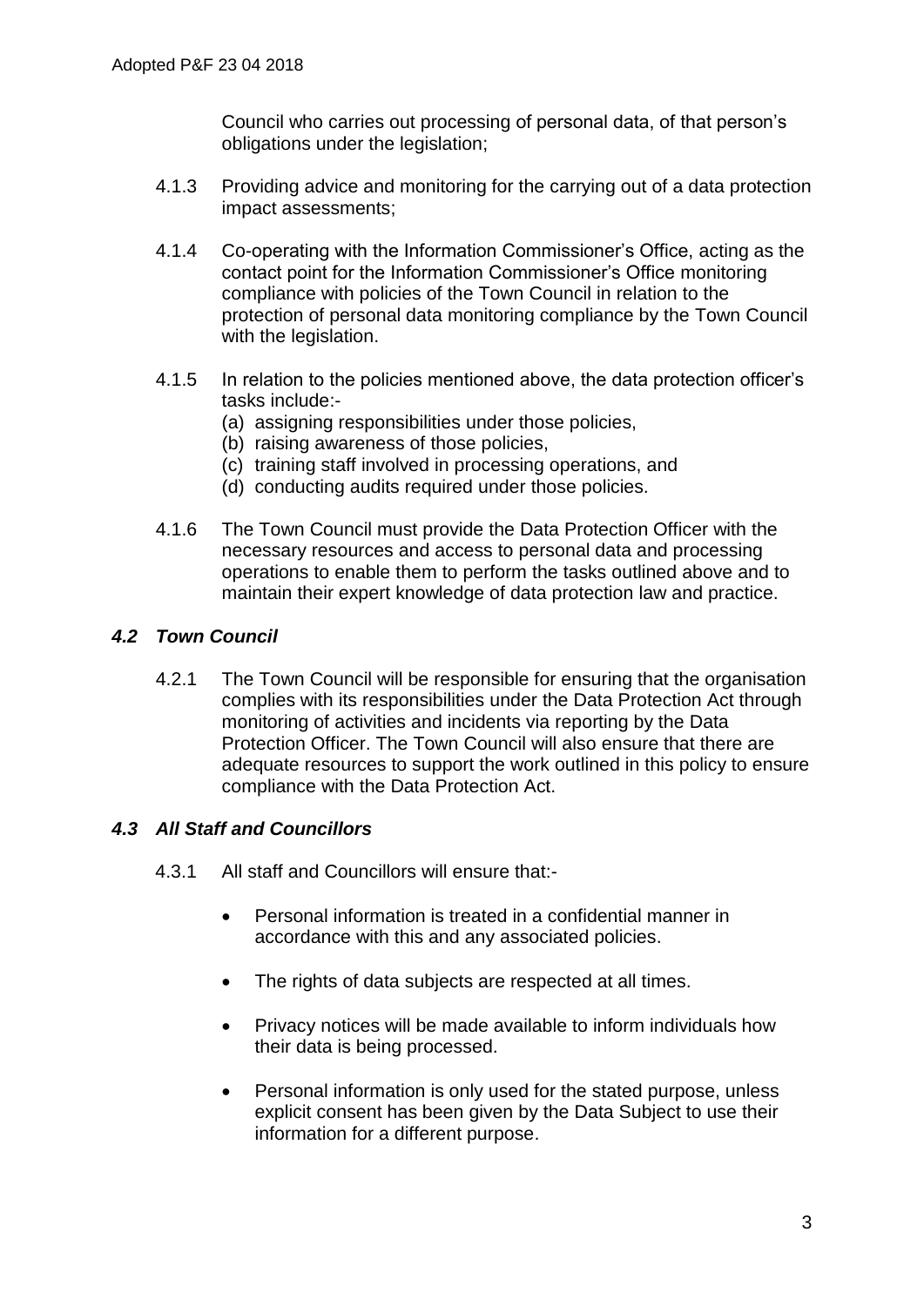Council who carries out processing of personal data, of that person's obligations under the legislation;

4.1.3 Providing advice and monitoring for the carrying out of a data protection impact assessments;

4.1.4 Co-operating with the Information Commissioner's Office, acting as the contact point for the Information Commissioner's Office monitoring compliance with policies of the Town Council in relation to the protection of personal data monitoring compliance by the Town Council with the legislation.

4.1.5 In relation to the policies mentioned above, the data protection officer's tasks include:-

(a) assigning responsibilities under those policies,
(b) raising awareness of those policies,
(c) training staff involved in processing operations, and
(d) conducting audits required under those policies.

4.1.6 The Town Council must provide the Data Protection Officer with the necessary resources and access to personal data and processing operations to enable them to perform the tasks outlined above and to maintain their expert knowledge of data protection law and practice.

### *4.2 Town Council*

4.2.1 The Town Council will be responsible for ensuring that the organisation complies with its responsibilities under the Data Protection Act through monitoring of activities and incidents via reporting by the Data Protection Officer. The Town Council will also ensure that there are adequate resources to support the work outlined in this policy to ensure compliance with the Data Protection Act.

### *4.3 All Staff and Councillors*

4.3.1 All staff and Councillors will ensure that:-

- Personal information is treated in a confidential manner in accordance with this and any associated policies.
- The rights of data subjects are respected at all times.
- Privacy notices will be made available to inform individuals how their data is being processed.
- Personal information is only used for the stated purpose, unless explicit consent has been given by the Data Subject to use their information for a different purpose.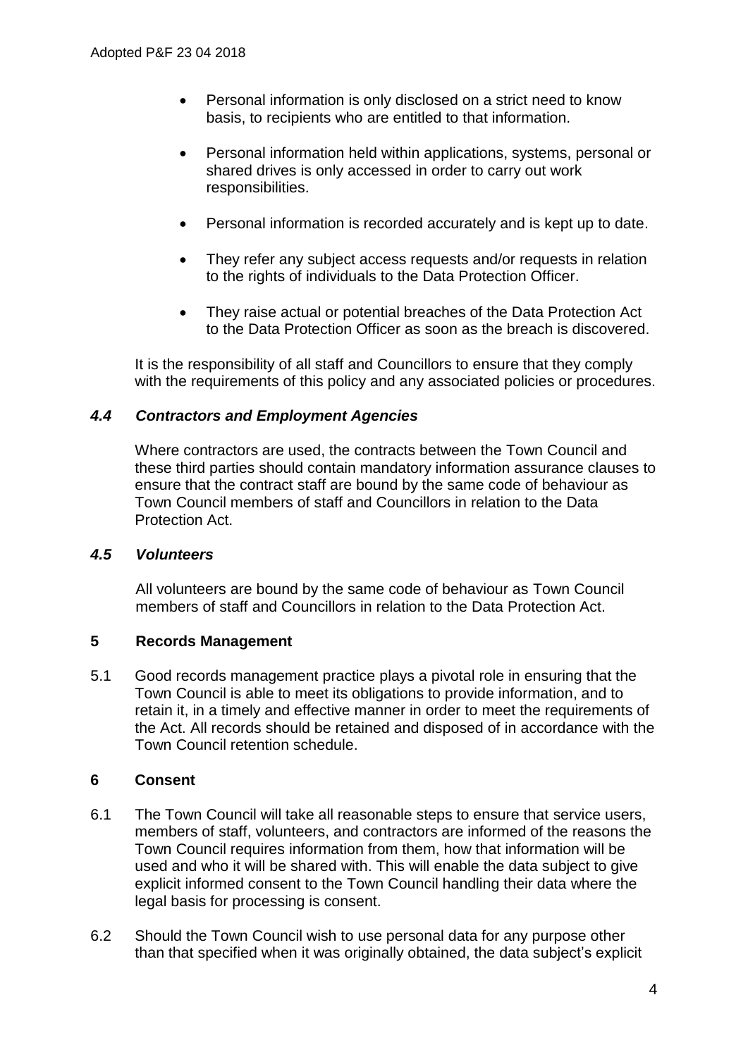- Personal information is only disclosed on a strict need to know basis, to recipients who are entitled to that information.
- Personal information held within applications, systems, personal or shared drives is only accessed in order to carry out work responsibilities.
- Personal information is recorded accurately and is kept up to date.
- They refer any subject access requests and/or requests in relation to the rights of individuals to the Data Protection Officer.
- They raise actual or potential breaches of the Data Protection Act to the Data Protection Officer as soon as the breach is discovered.

It is the responsibility of all staff and Councillors to ensure that they comply with the requirements of this policy and any associated policies or procedures.

### *4.4 Contractors and Employment Agencies*

Where contractors are used, the contracts between the Town Council and these third parties should contain mandatory information assurance clauses to ensure that the contract staff are bound by the same code of behaviour as Town Council members of staff and Councillors in relation to the Data Protection Act.

### *4.5 Volunteers*

All volunteers are bound by the same code of behaviour as Town Council members of staff and Councillors in relation to the Data Protection Act.

## 5 Records Management

5.1 Good records management practice plays a pivotal role in ensuring that the Town Council is able to meet its obligations to provide information, and to retain it, in a timely and effective manner in order to meet the requirements of the Act. All records should be retained and disposed of in accordance with the Town Council retention schedule.

## 6 Consent

6.1 The Town Council will take all reasonable steps to ensure that service users, members of staff, volunteers, and contractors are informed of the reasons the Town Council requires information from them, how that information will be used and who it will be shared with. This will enable the data subject to give explicit informed consent to the Town Council handling their data where the legal basis for processing is consent.

6.2 Should the Town Council wish to use personal data for any purpose other than that specified when it was originally obtained, the data subject's explicit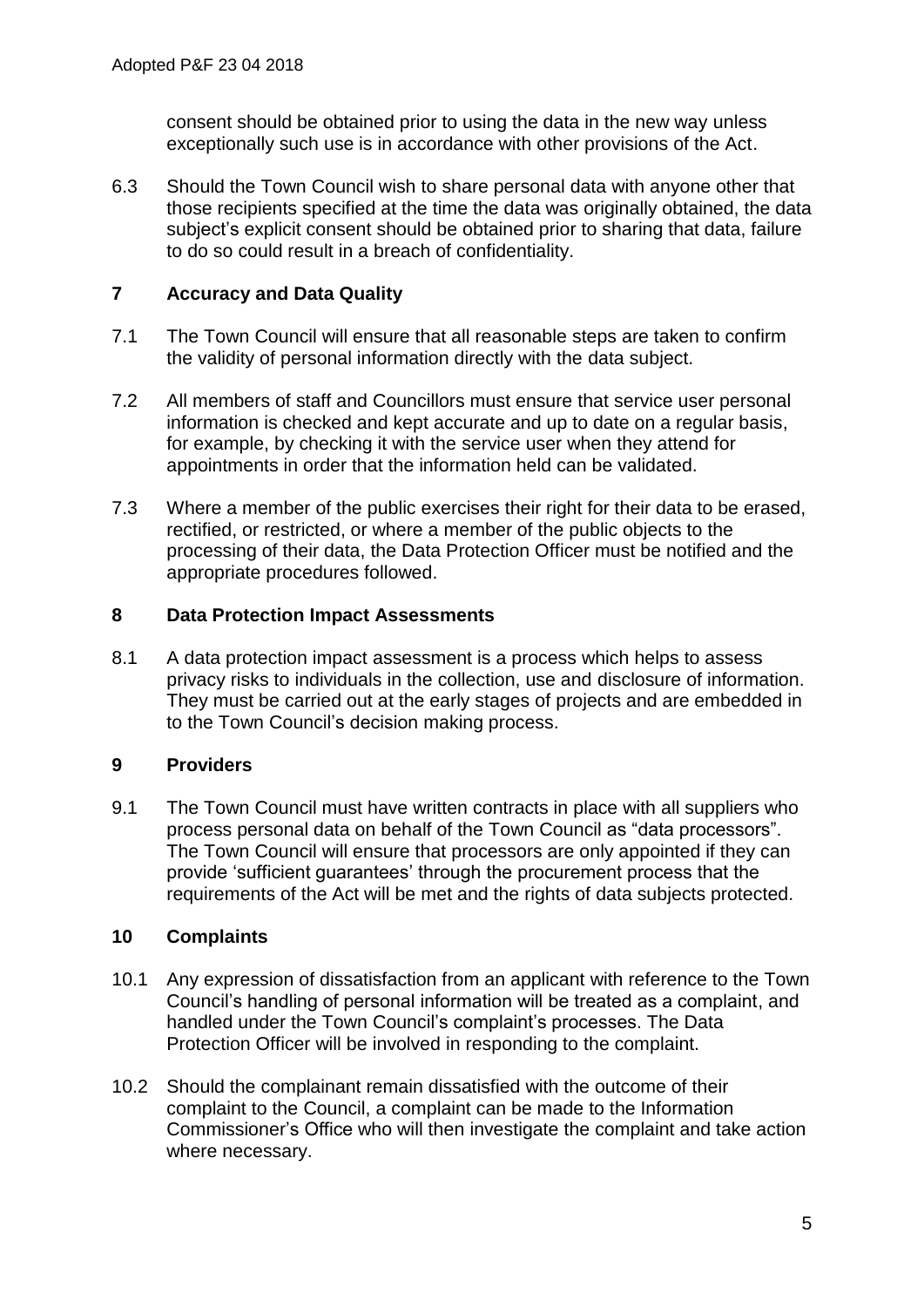consent should be obtained prior to using the data in the new way unless exceptionally such use is in accordance with other provisions of the Act.

6.3 Should the Town Council wish to share personal data with anyone other that those recipients specified at the time the data was originally obtained, the data subject's explicit consent should be obtained prior to sharing that data, failure to do so could result in a breach of confidentiality.

## 7 Accuracy and Data Quality

7.1 The Town Council will ensure that all reasonable steps are taken to confirm the validity of personal information directly with the data subject.

7.2 All members of staff and Councillors must ensure that service user personal information is checked and kept accurate and up to date on a regular basis, for example, by checking it with the service user when they attend for appointments in order that the information held can be validated.

7.3 Where a member of the public exercises their right for their data to be erased, rectified, or restricted, or where a member of the public objects to the processing of their data, the Data Protection Officer must be notified and the appropriate procedures followed.

## 8 Data Protection Impact Assessments

8.1 A data protection impact assessment is a process which helps to assess privacy risks to individuals in the collection, use and disclosure of information. They must be carried out at the early stages of projects and are embedded in to the Town Council's decision making process.

## 9 Providers

9.1 The Town Council must have written contracts in place with all suppliers who process personal data on behalf of the Town Council as "data processors". The Town Council will ensure that processors are only appointed if they can provide 'sufficient guarantees' through the procurement process that the requirements of the Act will be met and the rights of data subjects protected.

## 10 Complaints

10.1 Any expression of dissatisfaction from an applicant with reference to the Town Council's handling of personal information will be treated as a complaint, and handled under the Town Council's complaint's processes. The Data Protection Officer will be involved in responding to the complaint.

10.2 Should the complainant remain dissatisfied with the outcome of their complaint to the Council, a complaint can be made to the Information Commissioner's Office who will then investigate the complaint and take action where necessary.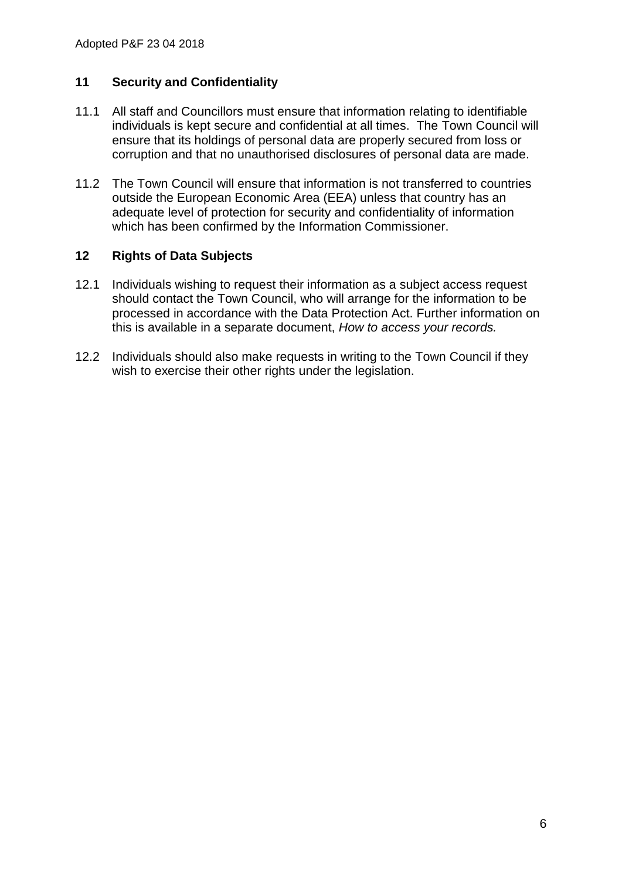## 11 Security and Confidentiality

11.1 All staff and Councillors must ensure that information relating to identifiable individuals is kept secure and confidential at all times. The Town Council will ensure that its holdings of personal data are properly secured from loss or corruption and that no unauthorised disclosures of personal data are made.

11.2 The Town Council will ensure that information is not transferred to countries outside the European Economic Area (EEA) unless that country has an adequate level of protection for security and confidentiality of information which has been confirmed by the Information Commissioner.

## 12 Rights of Data Subjects

12.1 Individuals wishing to request their information as a subject access request should contact the Town Council, who will arrange for the information to be processed in accordance with the Data Protection Act. Further information on this is available in a separate document, *How to access your records.*

12.2 Individuals should also make requests in writing to the Town Council if they wish to exercise their other rights under the legislation.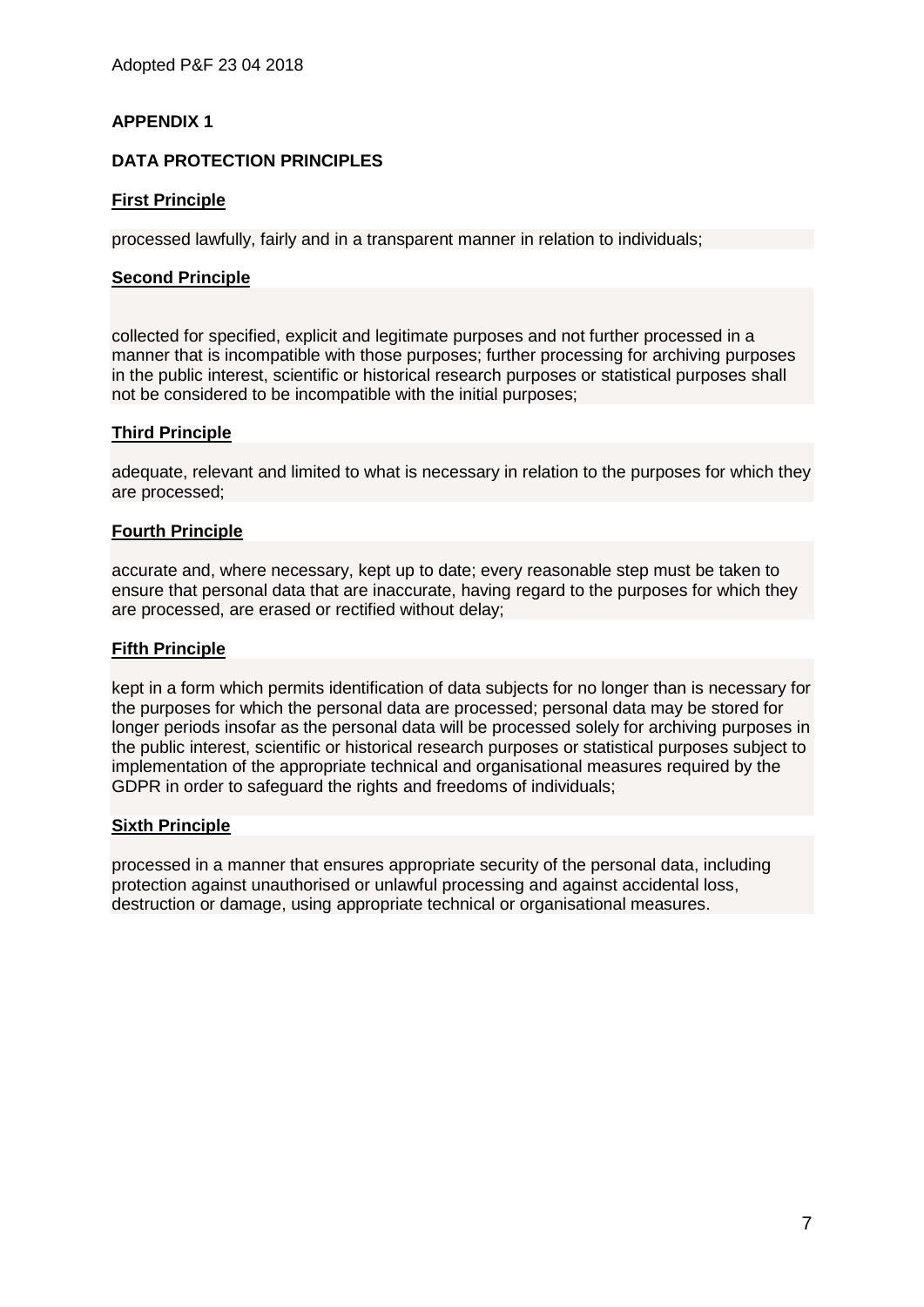## APPENDIX 1

## DATA PROTECTION PRINCIPLES

### First Principle

processed lawfully, fairly and in a transparent manner in relation to individuals;

### Second Principle

collected for specified, explicit and legitimate purposes and not further processed in a manner that is incompatible with those purposes; further processing for archiving purposes in the public interest, scientific or historical research purposes or statistical purposes shall not be considered to be incompatible with the initial purposes;

### Third Principle

adequate, relevant and limited to what is necessary in relation to the purposes for which they are processed;

### Fourth Principle

accurate and, where necessary, kept up to date; every reasonable step must be taken to ensure that personal data that are inaccurate, having regard to the purposes for which they are processed, are erased or rectified without delay;

### Fifth Principle

kept in a form which permits identification of data subjects for no longer than is necessary for the purposes for which the personal data are processed; personal data may be stored for longer periods insofar as the personal data will be processed solely for archiving purposes in the public interest, scientific or historical research purposes or statistical purposes subject to implementation of the appropriate technical and organisational measures required by the GDPR in order to safeguard the rights and freedoms of individuals;

### Sixth Principle

processed in a manner that ensures appropriate security of the personal data, including protection against unauthorised or unlawful processing and against accidental loss, destruction or damage, using appropriate technical or organisational measures.